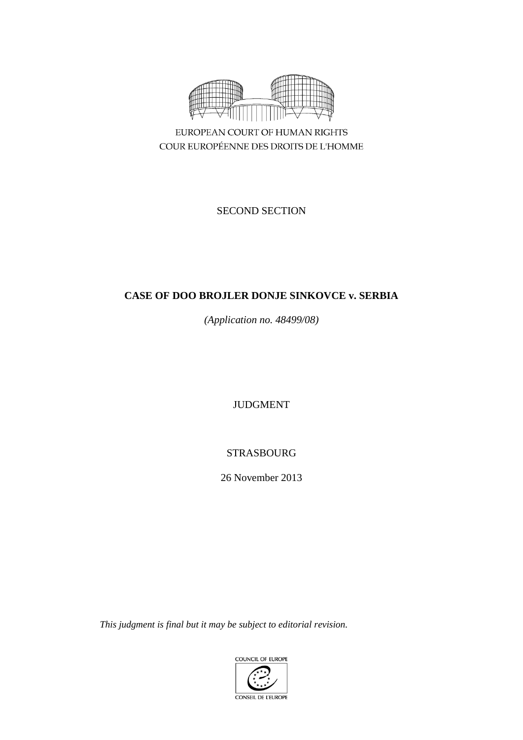EUROPEAN COURT OF HUMAN RIGHTS
COUR EUROPÉENNE DES DROITS DE L'HOMME

SECOND SECTION

**CASE OF DOO BROJLER DONJE SINKOVCE v. SERBIA**

*(Application no. 48499/08)*

JUDGMENT

STRASBOURG

26 November 2013

*This judgment is final but it may be subject to editorial revision.*

COUNCIL OF EUROPE
CONSEIL DE L'EUROPE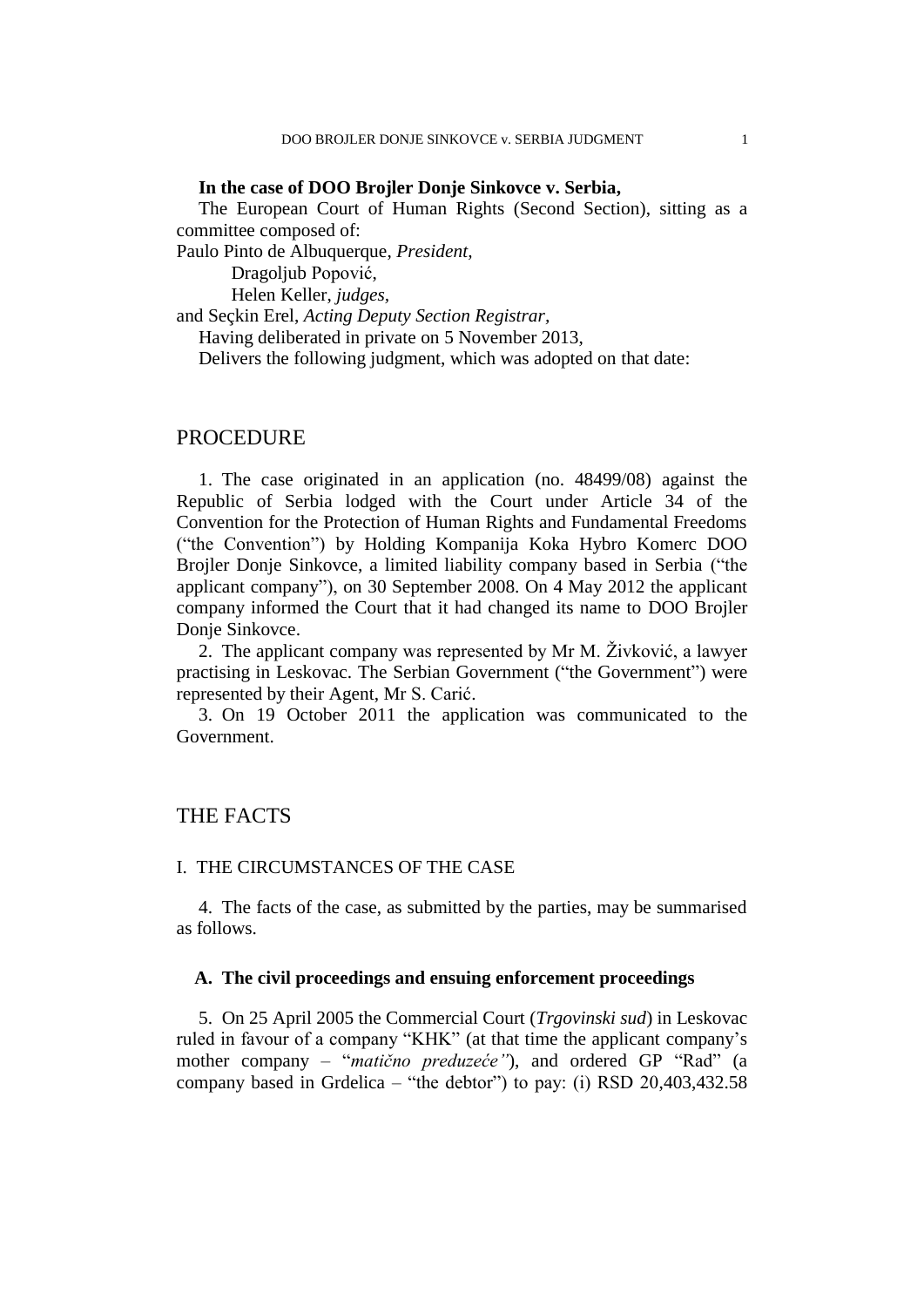**In the case of DOO Brojler Donje Sinkovce v. Serbia,**

The European Court of Human Rights (Second Section), sitting as a committee composed of:

Paulo Pinto de Albuquerque, *President,*
Dragoljub Popović,
Helen Keller, *judges,*
and Seçkin Erel, *Acting Deputy Section Registrar,*

Having deliberated in private on 5 November 2013,

Delivers the following judgment, which was adopted on that date:

# PROCEDURE

1. The case originated in an application (no. 48499/08) against the Republic of Serbia lodged with the Court under Article 34 of the Convention for the Protection of Human Rights and Fundamental Freedoms ("the Convention") by Holding Kompanija Koka Hybro Komerc DOO Brojler Donje Sinkovce, a limited liability company based in Serbia ("the applicant company"), on 30 September 2008. On 4 May 2012 the applicant company informed the Court that it had changed its name to DOO Brojler Donje Sinkovce.

2. The applicant company was represented by Mr M. Živković, a lawyer practising in Leskovac. The Serbian Government ("the Government") were represented by their Agent, Mr S. Carić.

3. On 19 October 2011 the application was communicated to the Government.

# THE FACTS

## I. THE CIRCUMSTANCES OF THE CASE

4. The facts of the case, as submitted by the parties, may be summarised as follows.

### A. The civil proceedings and ensuing enforcement proceedings

5. On 25 April 2005 the Commercial Court (*Trgovinski sud*) in Leskovac ruled in favour of a company "KHK" (at that time the applicant company's mother company – "*matično preduzeće"*), and ordered GP "Rad" (a company based in Grdelica – "the debtor") to pay: (i) RSD 20,403,432.58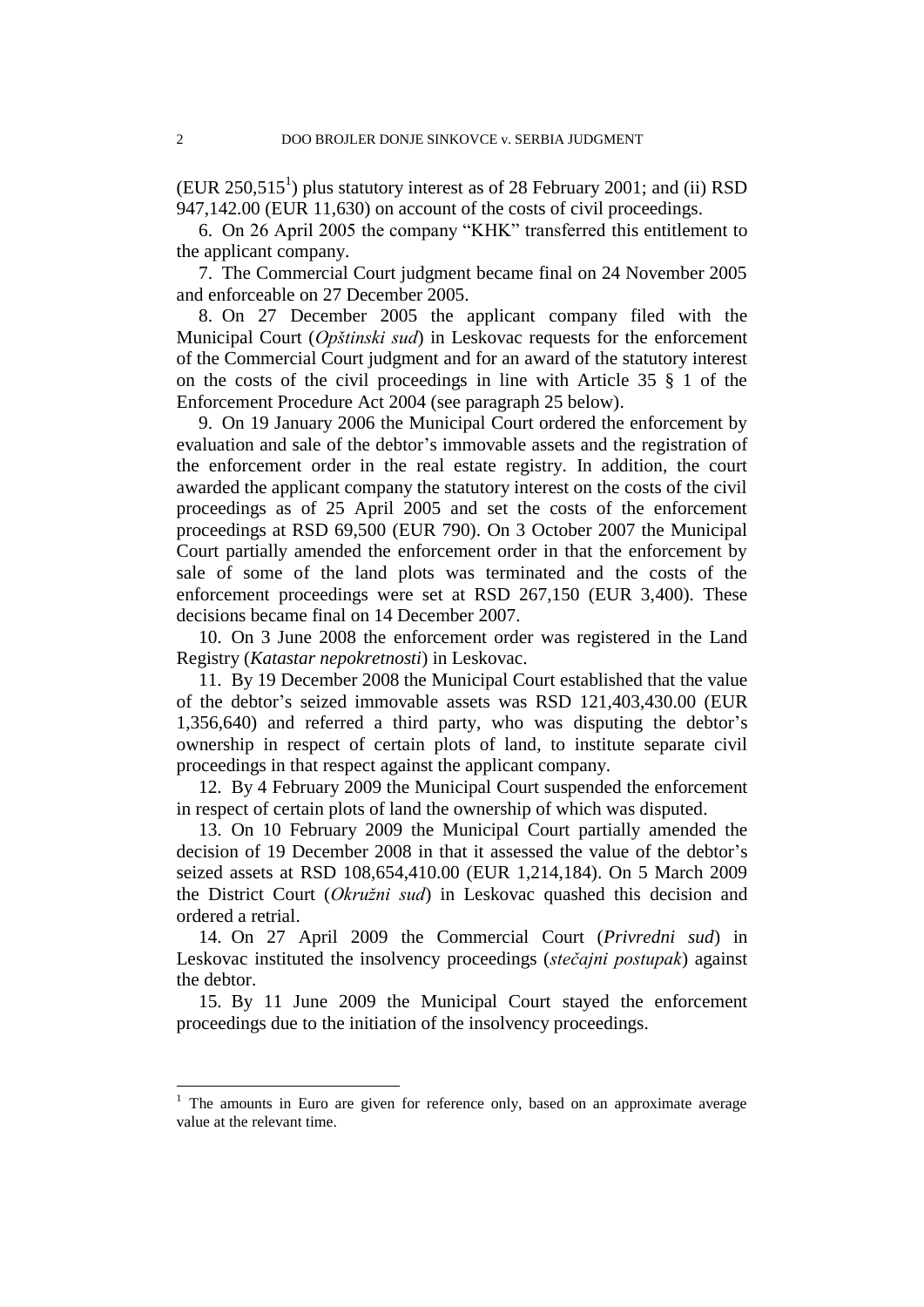(EUR 250,515[1]) plus statutory interest as of 28 February 2001; and (ii) RSD 947,142.00 (EUR 11,630) on account of the costs of civil proceedings.

6. On 26 April 2005 the company "KHK" transferred this entitlement to the applicant company.

7. The Commercial Court judgment became final on 24 November 2005 and enforceable on 27 December 2005.

8. On 27 December 2005 the applicant company filed with the Municipal Court (*Opštinski sud*) in Leskovac requests for the enforcement of the Commercial Court judgment and for an award of the statutory interest on the costs of the civil proceedings in line with Article 35 § 1 of the Enforcement Procedure Act 2004 (see paragraph 25 below).

9. On 19 January 2006 the Municipal Court ordered the enforcement by evaluation and sale of the debtor's immovable assets and the registration of the enforcement order in the real estate registry. In addition, the court awarded the applicant company the statutory interest on the costs of the civil proceedings as of 25 April 2005 and set the costs of the enforcement proceedings at RSD 69,500 (EUR 790). On 3 October 2007 the Municipal Court partially amended the enforcement order in that the enforcement by sale of some of the land plots was terminated and the costs of the enforcement proceedings were set at RSD 267,150 (EUR 3,400). These decisions became final on 14 December 2007.

10. On 3 June 2008 the enforcement order was registered in the Land Registry (*Katastar nepokretnosti*) in Leskovac.

11. By 19 December 2008 the Municipal Court established that the value of the debtor's seized immovable assets was RSD 121,403,430.00 (EUR 1,356,640) and referred a third party, who was disputing the debtor's ownership in respect of certain plots of land, to institute separate civil proceedings in that respect against the applicant company.

12. By 4 February 2009 the Municipal Court suspended the enforcement in respect of certain plots of land the ownership of which was disputed.

13. On 10 February 2009 the Municipal Court partially amended the decision of 19 December 2008 in that it assessed the value of the debtor's seized assets at RSD 108,654,410.00 (EUR 1,214,184). On 5 March 2009 the District Court (*Okružni sud*) in Leskovac quashed this decision and ordered a retrial.

14. On 27 April 2009 the Commercial Court (*Privredni sud*) in Leskovac instituted the insolvency proceedings (*stečajni postupak*) against the debtor.

15. By 11 June 2009 the Municipal Court stayed the enforcement proceedings due to the initiation of the insolvency proceedings.

---

[1] The amounts in Euro are given for reference only, based on an approximate average value at the relevant time.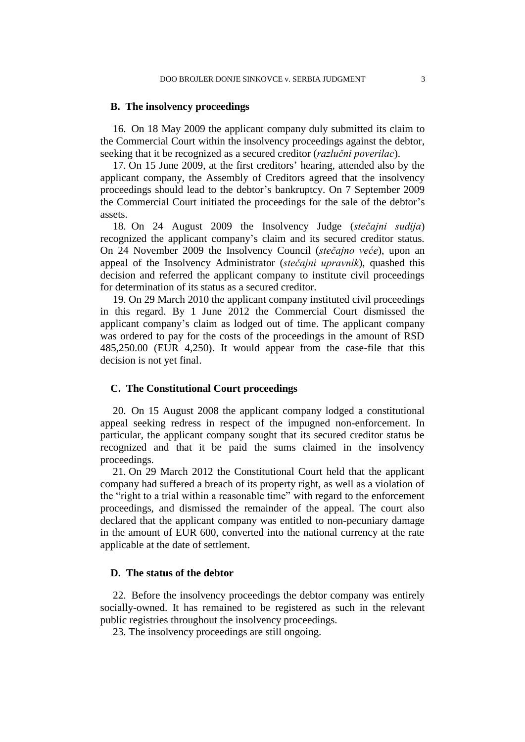### B. The insolvency proceedings

16. On 18 May 2009 the applicant company duly submitted its claim to the Commercial Court within the insolvency proceedings against the debtor, seeking that it be recognized as a secured creditor (*razlučni poverilac*).

17. On 15 June 2009, at the first creditors' hearing, attended also by the applicant company, the Assembly of Creditors agreed that the insolvency proceedings should lead to the debtor's bankruptcy. On 7 September 2009 the Commercial Court initiated the proceedings for the sale of the debtor's assets.

18. On 24 August 2009 the Insolvency Judge (*stečajni sudija*) recognized the applicant company's claim and its secured creditor status. On 24 November 2009 the Insolvency Council (*stečajno veće*), upon an appeal of the Insolvency Administrator (*stečajni upravnik*), quashed this decision and referred the applicant company to institute civil proceedings for determination of its status as a secured creditor.

19. On 29 March 2010 the applicant company instituted civil proceedings in this regard. By 1 June 2012 the Commercial Court dismissed the applicant company's claim as lodged out of time. The applicant company was ordered to pay for the costs of the proceedings in the amount of RSD 485,250.00 (EUR 4,250). It would appear from the case-file that this decision is not yet final.

### C. The Constitutional Court proceedings

20. On 15 August 2008 the applicant company lodged a constitutional appeal seeking redress in respect of the impugned non-enforcement. In particular, the applicant company sought that its secured creditor status be recognized and that it be paid the sums claimed in the insolvency proceedings.

21. On 29 March 2012 the Constitutional Court held that the applicant company had suffered a breach of its property right, as well as a violation of the "right to a trial within a reasonable time" with regard to the enforcement proceedings, and dismissed the remainder of the appeal. The court also declared that the applicant company was entitled to non-pecuniary damage in the amount of EUR 600, converted into the national currency at the rate applicable at the date of settlement.

### D. The status of the debtor

22. Before the insolvency proceedings the debtor company was entirely socially-owned. It has remained to be registered as such in the relevant public registries throughout the insolvency proceedings.

23. The insolvency proceedings are still ongoing.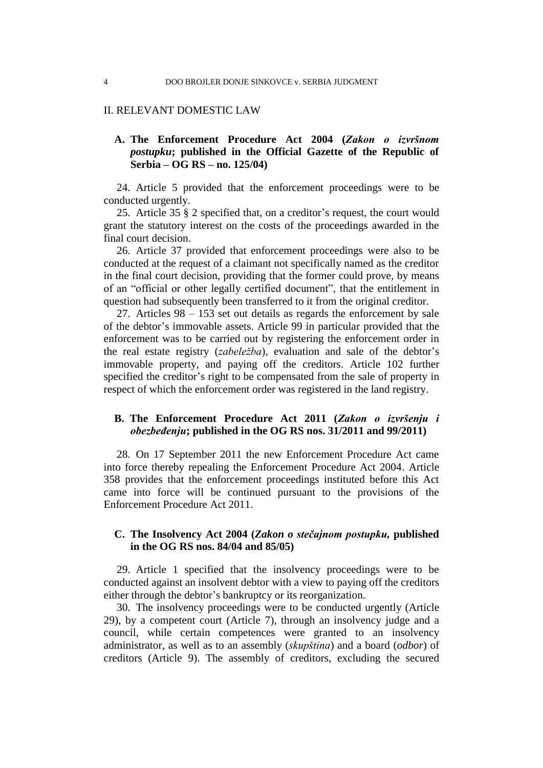## II. RELEVANT DOMESTIC LAW

### A. The Enforcement Procedure Act 2004 (*Zakon o izvršnom postupku*; published in the Official Gazette of the Republic of Serbia – OG RS – no. 125/04)

24. Article 5 provided that the enforcement proceedings were to be conducted urgently.

25. Article 35 § 2 specified that, on a creditor's request, the court would grant the statutory interest on the costs of the proceedings awarded in the final court decision.

26. Article 37 provided that enforcement proceedings were also to be conducted at the request of a claimant not specifically named as the creditor in the final court decision, providing that the former could prove, by means of an "official or other legally certified document", that the entitlement in question had subsequently been transferred to it from the original creditor.

27. Articles 98 – 153 set out details as regards the enforcement by sale of the debtor's immovable assets. Article 99 in particular provided that the enforcement was to be carried out by registering the enforcement order in the real estate registry (*zabeležba*), evaluation and sale of the debtor's immovable property, and paying off the creditors. Article 102 further specified the creditor's right to be compensated from the sale of property in respect of which the enforcement order was registered in the land registry.

### B. The Enforcement Procedure Act 2011 (*Zakon o izvršenju i obezbeđenju*; published in the OG RS nos. 31/2011 and 99/2011)

28. On 17 September 2011 the new Enforcement Procedure Act came into force thereby repealing the Enforcement Procedure Act 2004. Article 358 provides that the enforcement proceedings instituted before this Act came into force will be continued pursuant to the provisions of the Enforcement Procedure Act 2011.

### C. The Insolvency Act 2004 (*Zakon o stečajnom postupku*, published in the OG RS nos. 84/04 and 85/05)

29. Article 1 specified that the insolvency proceedings were to be conducted against an insolvent debtor with a view to paying off the creditors either through the debtor's bankruptcy or its reorganization.

30. The insolvency proceedings were to be conducted urgently (Article 29), by a competent court (Article 7), through an insolvency judge and a council, while certain competences were granted to an insolvency administrator, as well as to an assembly (*skupština*) and a board (*odbor*) of creditors (Article 9). The assembly of creditors, excluding the secured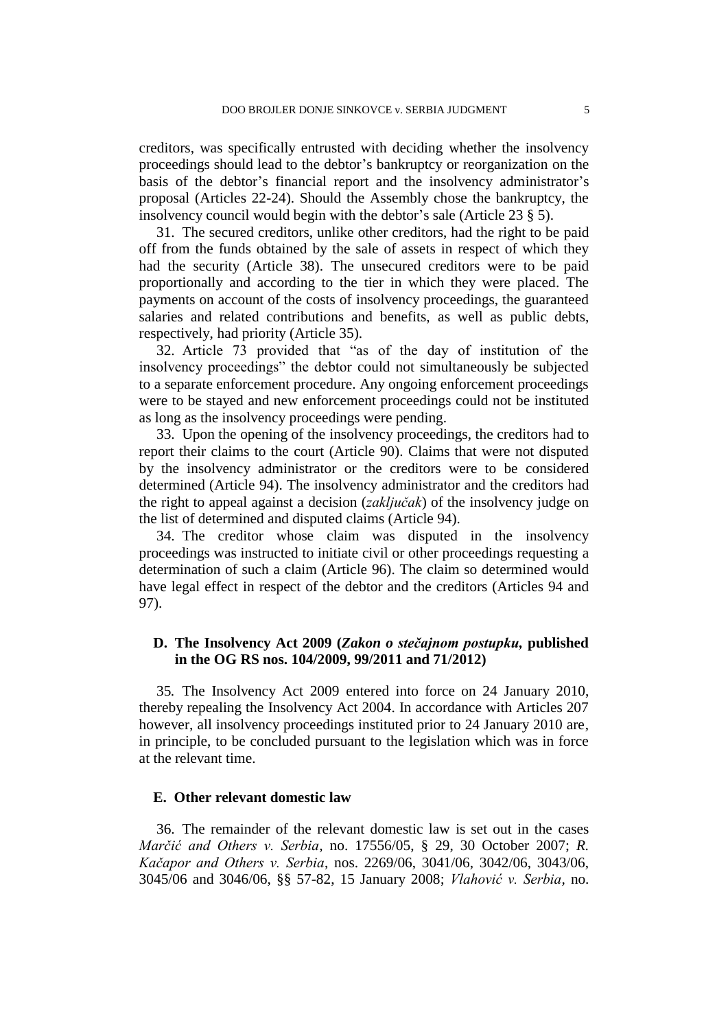creditors, was specifically entrusted with deciding whether the insolvency proceedings should lead to the debtor's bankruptcy or reorganization on the basis of the debtor's financial report and the insolvency administrator's proposal (Articles 22-24). Should the Assembly chose the bankruptcy, the insolvency council would begin with the debtor's sale (Article 23 § 5).

31. The secured creditors, unlike other creditors, had the right to be paid off from the funds obtained by the sale of assets in respect of which they had the security (Article 38). The unsecured creditors were to be paid proportionally and according to the tier in which they were placed. The payments on account of the costs of insolvency proceedings, the guaranteed salaries and related contributions and benefits, as well as public debts, respectively, had priority (Article 35).

32. Article 73 provided that "as of the day of institution of the insolvency proceedings" the debtor could not simultaneously be subjected to a separate enforcement procedure. Any ongoing enforcement proceedings were to be stayed and new enforcement proceedings could not be instituted as long as the insolvency proceedings were pending.

33. Upon the opening of the insolvency proceedings, the creditors had to report their claims to the court (Article 90). Claims that were not disputed by the insolvency administrator or the creditors were to be considered determined (Article 94). The insolvency administrator and the creditors had the right to appeal against a decision (*zaključak*) of the insolvency judge on the list of determined and disputed claims (Article 94).

34. The creditor whose claim was disputed in the insolvency proceedings was instructed to initiate civil or other proceedings requesting a determination of such a claim (Article 96). The claim so determined would have legal effect in respect of the debtor and the creditors (Articles 94 and 97).

### D. The Insolvency Act 2009 (*Zakon o stečajnom postupku*, published in the OG RS nos. 104/2009, 99/2011 and 71/2012)

35. The Insolvency Act 2009 entered into force on 24 January 2010, thereby repealing the Insolvency Act 2004. In accordance with Articles 207 however, all insolvency proceedings instituted prior to 24 January 2010 are, in principle, to be concluded pursuant to the legislation which was in force at the relevant time.

### E. Other relevant domestic law

36. The remainder of the relevant domestic law is set out in the cases *Marčić and Others v. Serbia*, no. 17556/05, § 29, 30 October 2007; *R. Kačapor and Others v. Serbia*, nos. 2269/06, 3041/06, 3042/06, 3043/06, 3045/06 and 3046/06, §§ 57-82, 15 January 2008; *Vlahović v. Serbia*, no.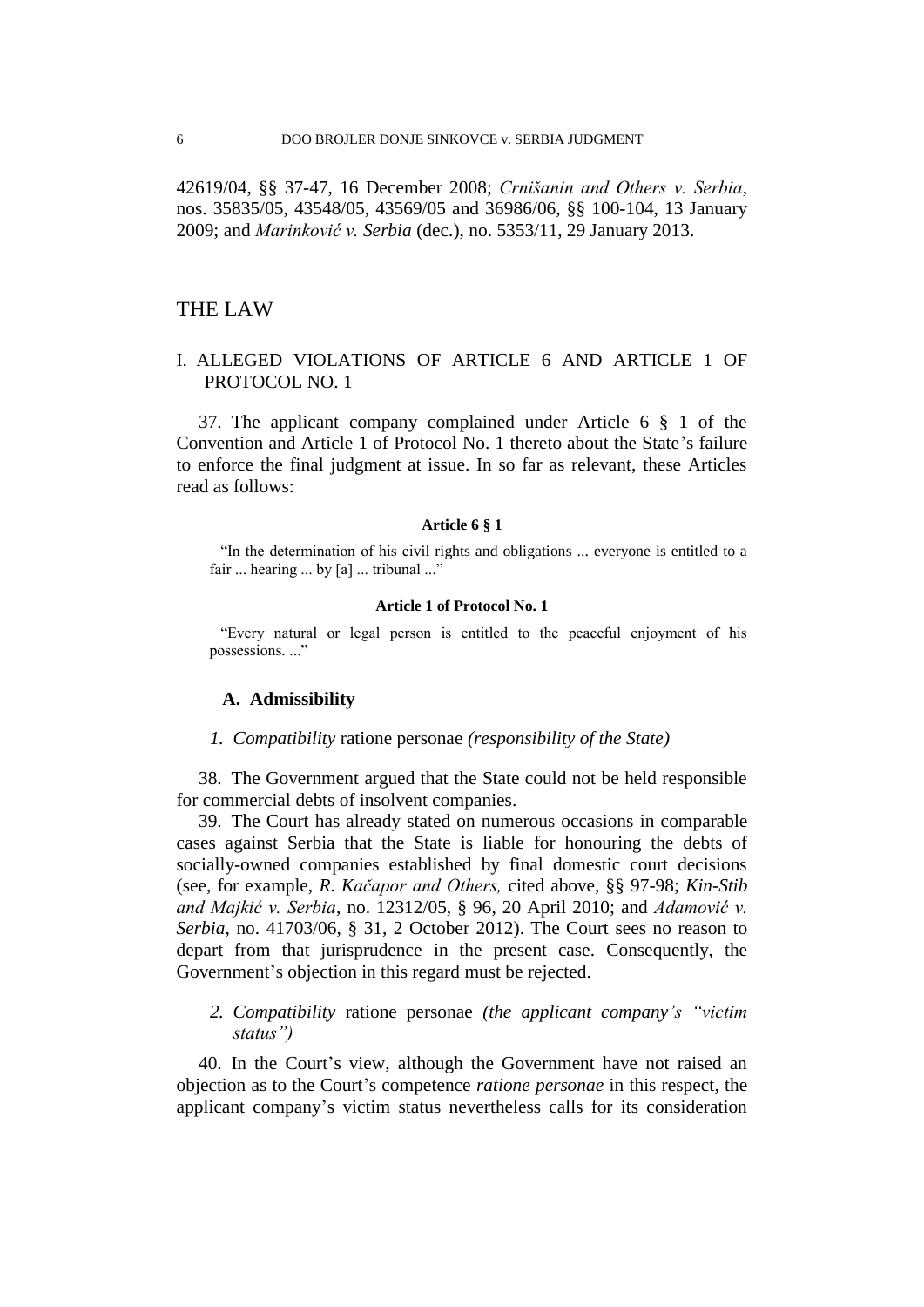42619/04, §§ 37-47, 16 December 2008; *Crnišanin and Others v. Serbia*, nos. 35835/05, 43548/05, 43569/05 and 36986/06, §§ 100-104, 13 January 2009; and *Marinković v. Serbia* (dec.), no. 5353/11, 29 January 2013.

# THE LAW

## I. ALLEGED VIOLATIONS OF ARTICLE 6 AND ARTICLE 1 OF PROTOCOL NO. 1

37. The applicant company complained under Article 6 § 1 of the Convention and Article 1 of Protocol No. 1 thereto about the State's failure to enforce the final judgment at issue. In so far as relevant, these Articles read as follows:

**Article 6 § 1**

"In the determination of his civil rights and obligations ... everyone is entitled to a fair ... hearing ... by [a] ... tribunal ..."

**Article 1 of Protocol No. 1**

"Every natural or legal person is entitled to the peaceful enjoyment of his possessions. ..."

### A. Admissibility

#### *1. Compatibility* ratione personae *(responsibility of the State)*

38. The Government argued that the State could not be held responsible for commercial debts of insolvent companies.

39. The Court has already stated on numerous occasions in comparable cases against Serbia that the State is liable for honouring the debts of socially-owned companies established by final domestic court decisions (see, for example, *R. Kačapor and Others,* cited above, §§ 97-98; *Kin-Stib and Majkić v. Serbia*, no. 12312/05, § 96, 20 April 2010; and *Adamović v. Serbia*, no. 41703/06, § 31, 2 October 2012). The Court sees no reason to depart from that jurisprudence in the present case. Consequently, the Government's objection in this regard must be rejected.

#### *2. Compatibility* ratione personae *(the applicant company's "victim status")*

40. In the Court's view, although the Government have not raised an objection as to the Court's competence *ratione personae* in this respect, the applicant company's victim status nevertheless calls for its consideration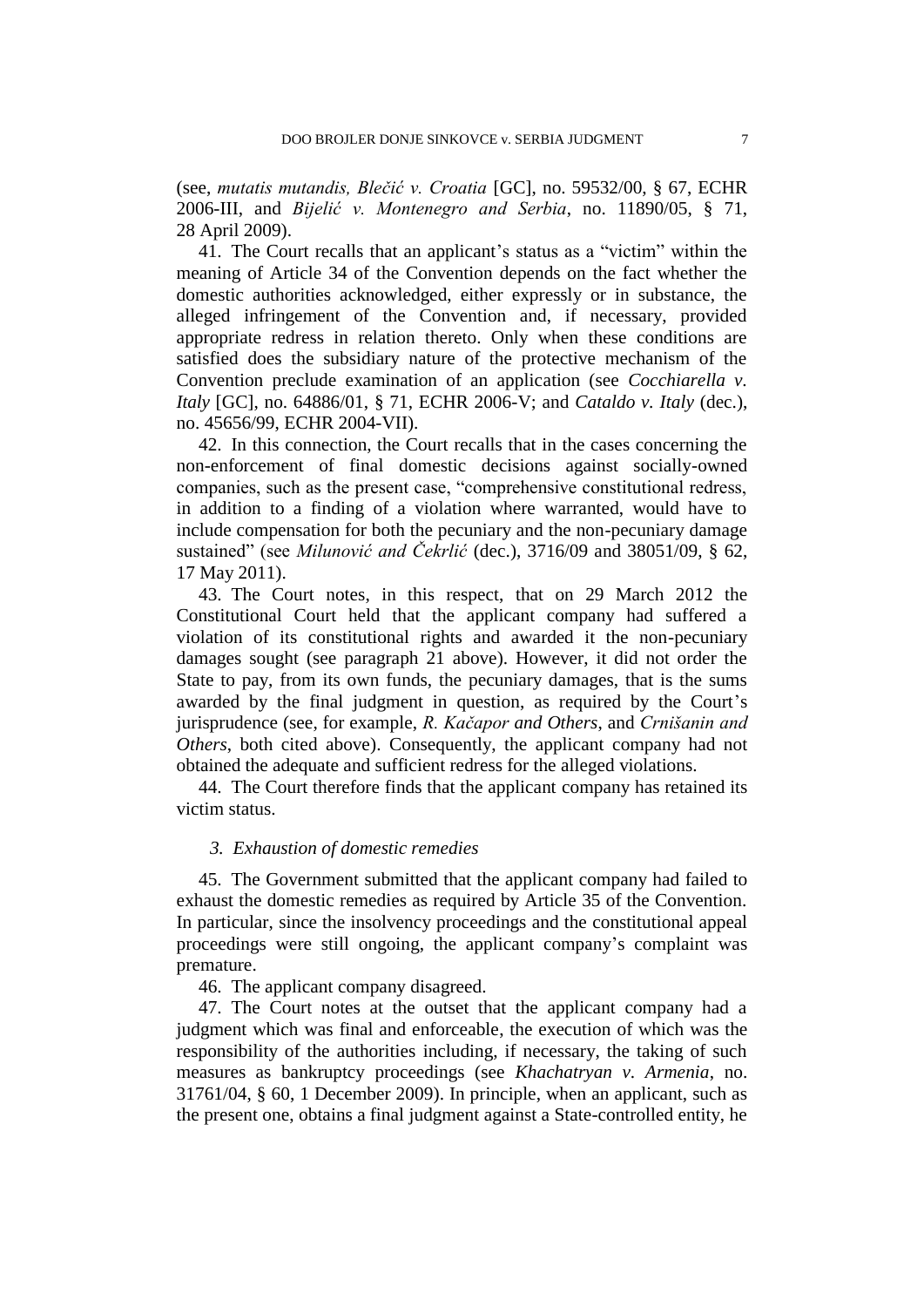(see, *mutatis mutandis, Blečić v. Croatia* [GC], no. 59532/00, § 67, ECHR 2006-III, and *Bijelić v. Montenegro and Serbia*, no. 11890/05, § 71, 28 April 2009).

41. The Court recalls that an applicant's status as a "victim" within the meaning of Article 34 of the Convention depends on the fact whether the domestic authorities acknowledged, either expressly or in substance, the alleged infringement of the Convention and, if necessary, provided appropriate redress in relation thereto. Only when these conditions are satisfied does the subsidiary nature of the protective mechanism of the Convention preclude examination of an application (see *Cocchiarella v. Italy* [GC], no. 64886/01, § 71, ECHR 2006-V; and *Cataldo v. Italy* (dec.), no. 45656/99, ECHR 2004-VII).

42. In this connection, the Court recalls that in the cases concerning the non-enforcement of final domestic decisions against socially-owned companies, such as the present case, "comprehensive constitutional redress, in addition to a finding of a violation where warranted, would have to include compensation for both the pecuniary and the non-pecuniary damage sustained" (see *Milunović and Čekrlić* (dec.), 3716/09 and 38051/09, § 62, 17 May 2011).

43. The Court notes, in this respect, that on 29 March 2012 the Constitutional Court held that the applicant company had suffered a violation of its constitutional rights and awarded it the non-pecuniary damages sought (see paragraph 21 above). However, it did not order the State to pay, from its own funds, the pecuniary damages, that is the sums awarded by the final judgment in question, as required by the Court's jurisprudence (see, for example, *R. Kačapor and Others*, and *Crnišanin and Others*, both cited above). Consequently, the applicant company had not obtained the adequate and sufficient redress for the alleged violations.

44. The Court therefore finds that the applicant company has retained its victim status.

### *3. Exhaustion of domestic remedies*

45. The Government submitted that the applicant company had failed to exhaust the domestic remedies as required by Article 35 of the Convention. In particular, since the insolvency proceedings and the constitutional appeal proceedings were still ongoing, the applicant company's complaint was premature.

46. The applicant company disagreed.

47. The Court notes at the outset that the applicant company had a judgment which was final and enforceable, the execution of which was the responsibility of the authorities including, if necessary, the taking of such measures as bankruptcy proceedings (see *Khachatryan v. Armenia*, no. 31761/04, § 60, 1 December 2009). In principle, when an applicant, such as the present one, obtains a final judgment against a State-controlled entity, he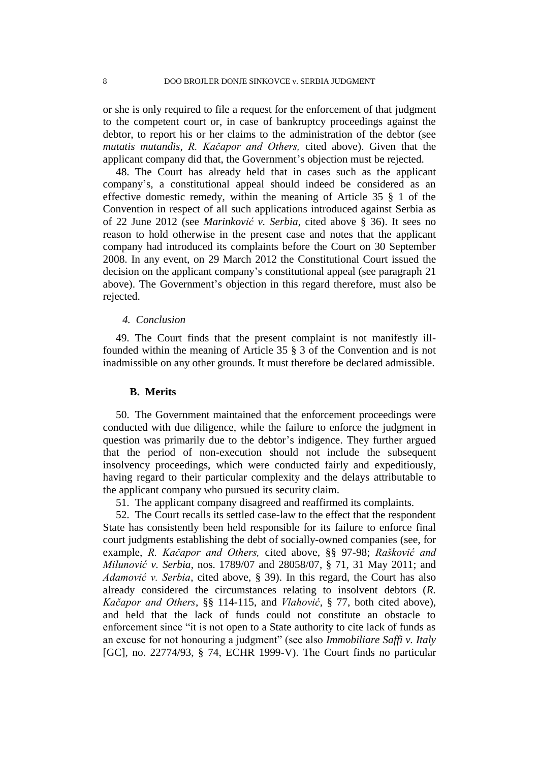or she is only required to file a request for the enforcement of that judgment to the competent court or, in case of bankruptcy proceedings against the debtor, to report his or her claims to the administration of the debtor (see *mutatis mutandis*, *R. Kačapor and Others,* cited above). Given that the applicant company did that, the Government's objection must be rejected.

48. The Court has already held that in cases such as the applicant company's, a constitutional appeal should indeed be considered as an effective domestic remedy, within the meaning of Article 35 § 1 of the Convention in respect of all such applications introduced against Serbia as of 22 June 2012 (see *Marinković v. Serbia*, cited above § 36). It sees no reason to hold otherwise in the present case and notes that the applicant company had introduced its complaints before the Court on 30 September 2008. In any event, on 29 March 2012 the Constitutional Court issued the decision on the applicant company's constitutional appeal (see paragraph 21 above). The Government's objection in this regard therefore, must also be rejected.

#### *4. Conclusion*

49. The Court finds that the present complaint is not manifestly ill-founded within the meaning of Article 35 § 3 of the Convention and is not inadmissible on any other grounds. It must therefore be declared admissible.

### **B. Merits**

50. The Government maintained that the enforcement proceedings were conducted with due diligence, while the failure to enforce the judgment in question was primarily due to the debtor's indigence. They further argued that the period of non-execution should not include the subsequent insolvency proceedings, which were conducted fairly and expeditiously, having regard to their particular complexity and the delays attributable to the applicant company who pursued its security claim.

51. The applicant company disagreed and reaffirmed its complaints.

52. The Court recalls its settled case-law to the effect that the respondent State has consistently been held responsible for its failure to enforce final court judgments establishing the debt of socially-owned companies (see, for example, *R. Kačapor and Others,* cited above, §§ 97-98; *Rašković and Milunović v. Serbia*, nos. 1789/07 and 28058/07, § 71, 31 May 2011; and *Adamović v. Serbia*, cited above, § 39). In this regard, the Court has also already considered the circumstances relating to insolvent debtors (*R. Kačapor and Others*, §§ 114-115, and *Vlahović*, § 77, both cited above), and held that the lack of funds could not constitute an obstacle to enforcement since "it is not open to a State authority to cite lack of funds as an excuse for not honouring a judgment" (see also *Immobiliare Saffi v. Italy* [GC], no. 22774/93, § 74, ECHR 1999-V). The Court finds no particular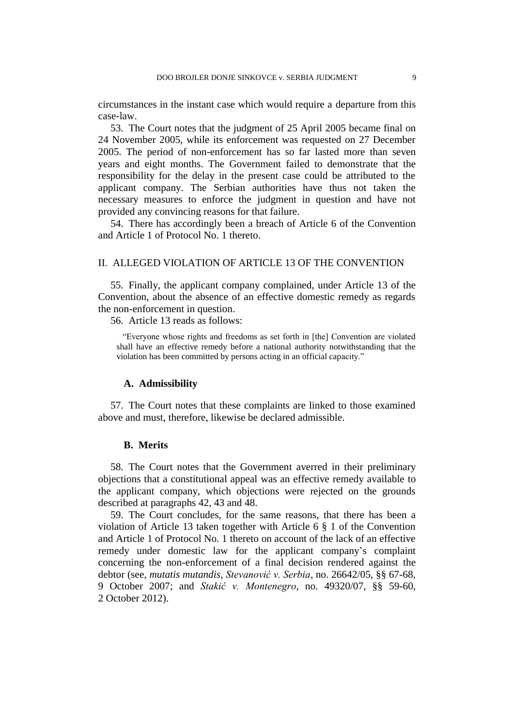circumstances in the instant case which would require a departure from this case-law.

53. The Court notes that the judgment of 25 April 2005 became final on 24 November 2005, while its enforcement was requested on 27 December 2005. The period of non-enforcement has so far lasted more than seven years and eight months. The Government failed to demonstrate that the responsibility for the delay in the present case could be attributed to the applicant company. The Serbian authorities have thus not taken the necessary measures to enforce the judgment in question and have not provided any convincing reasons for that failure.

54. There has accordingly been a breach of Article 6 of the Convention and Article 1 of Protocol No. 1 thereto.

## II. ALLEGED VIOLATION OF ARTICLE 13 OF THE CONVENTION

55. Finally, the applicant company complained, under Article 13 of the Convention, about the absence of an effective domestic remedy as regards the non-enforcement in question.

56. Article 13 reads as follows:

> "Everyone whose rights and freedoms as set forth in [the] Convention are violated shall have an effective remedy before a national authority notwithstanding that the violation has been committed by persons acting in an official capacity."

### A. Admissibility

57. The Court notes that these complaints are linked to those examined above and must, therefore, likewise be declared admissible.

### B. Merits

58. The Court notes that the Government averred in their preliminary objections that a constitutional appeal was an effective remedy available to the applicant company, which objections were rejected on the grounds described at paragraphs 42, 43 and 48.

59. The Court concludes, for the same reasons, that there has been a violation of Article 13 taken together with Article 6 § 1 of the Convention and Article 1 of Protocol No. 1 thereto on account of the lack of an effective remedy under domestic law for the applicant company's complaint concerning the non-enforcement of a final decision rendered against the debtor (see, *mutatis mutandis*, *Stevanović v. Serbia*, no. 26642/05, §§ 67-68, 9 October 2007; and *Stakić v. Montenegro*, no. 49320/07, §§ 59-60, 2 October 2012).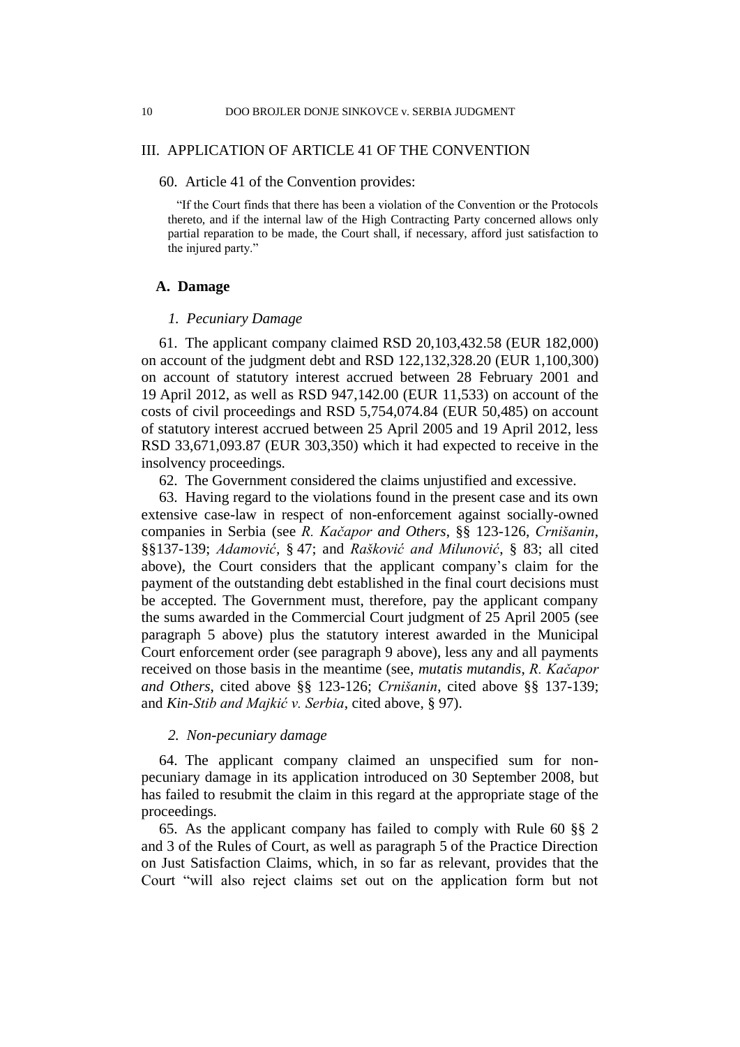## III. APPLICATION OF ARTICLE 41 OF THE CONVENTION

60. Article 41 of the Convention provides:

> "If the Court finds that there has been a violation of the Convention or the Protocols thereto, and if the internal law of the High Contracting Party concerned allows only partial reparation to be made, the Court shall, if necessary, afford just satisfaction to the injured party."

### A. Damage

#### *1. Pecuniary Damage*

61. The applicant company claimed RSD 20,103,432.58 (EUR 182,000) on account of the judgment debt and RSD 122,132,328.20 (EUR 1,100,300) on account of statutory interest accrued between 28 February 2001 and 19 April 2012, as well as RSD 947,142.00 (EUR 11,533) on account of the costs of civil proceedings and RSD 5,754,074.84 (EUR 50,485) on account of statutory interest accrued between 25 April 2005 and 19 April 2012, less RSD 33,671,093.87 (EUR 303,350) which it had expected to receive in the insolvency proceedings.

62. The Government considered the claims unjustified and excessive.

63. Having regard to the violations found in the present case and its own extensive case-law in respect of non-enforcement against socially-owned companies in Serbia (see *R. Kačapor and Others*, §§ 123-126, *Crnišanin*, §§137-139; *Adamović*, § 47; and *Rašković and Milunović*, § 83; all cited above), the Court considers that the applicant company's claim for the payment of the outstanding debt established in the final court decisions must be accepted. The Government must, therefore, pay the applicant company the sums awarded in the Commercial Court judgment of 25 April 2005 (see paragraph 5 above) plus the statutory interest awarded in the Municipal Court enforcement order (see paragraph 9 above), less any and all payments received on those basis in the meantime (see, *mutatis mutandis*, *R. Kačapor and Others*, cited above §§ 123-126; *Crnišanin*, cited above §§ 137-139; and *Kin-Stib and Majkić v. Serbia*, cited above, § 97).

#### *2. Non-pecuniary damage*

64. The applicant company claimed an unspecified sum for non-pecuniary damage in its application introduced on 30 September 2008, but has failed to resubmit the claim in this regard at the appropriate stage of the proceedings.

65. As the applicant company has failed to comply with Rule 60 §§ 2 and 3 of the Rules of Court, as well as paragraph 5 of the Practice Direction on Just Satisfaction Claims, which, in so far as relevant, provides that the Court "will also reject claims set out on the application form but not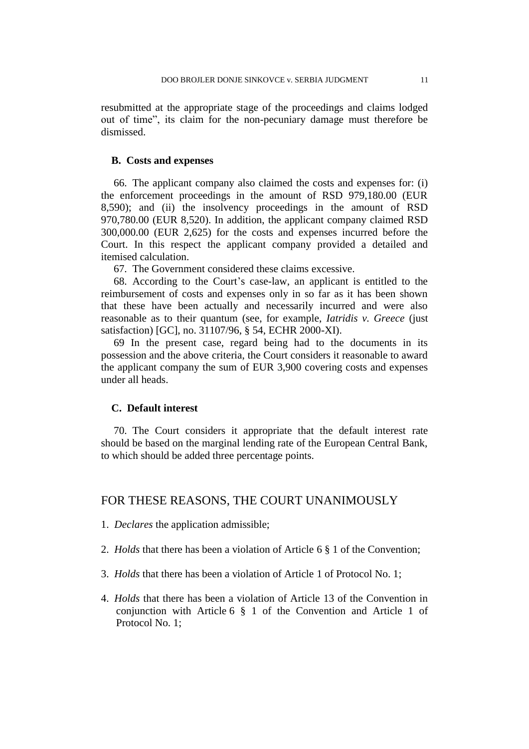resubmitted at the appropriate stage of the proceedings and claims lodged out of time", its claim for the non-pecuniary damage must therefore be dismissed.

### B. Costs and expenses

66. The applicant company also claimed the costs and expenses for: (i) the enforcement proceedings in the amount of RSD 979,180.00 (EUR 8,590); and (ii) the insolvency proceedings in the amount of RSD 970,780.00 (EUR 8,520). In addition, the applicant company claimed RSD 300,000.00 (EUR 2,625) for the costs and expenses incurred before the Court. In this respect the applicant company provided a detailed and itemised calculation.

67. The Government considered these claims excessive.

68. According to the Court's case-law, an applicant is entitled to the reimbursement of costs and expenses only in so far as it has been shown that these have been actually and necessarily incurred and were also reasonable as to their quantum (see, for example, *Iatridis v. Greece* (just satisfaction) [GC], no. 31107/96, § 54, ECHR 2000-XI).

69 In the present case, regard being had to the documents in its possession and the above criteria, the Court considers it reasonable to award the applicant company the sum of EUR 3,900 covering costs and expenses under all heads.

### C. Default interest

70. The Court considers it appropriate that the default interest rate should be based on the marginal lending rate of the European Central Bank, to which should be added three percentage points.

## FOR THESE REASONS, THE COURT UNANIMOUSLY

1. *Declares* the application admissible;

2. *Holds* that there has been a violation of Article 6 § 1 of the Convention;

3. *Holds* that there has been a violation of Article 1 of Protocol No. 1;

4. *Holds* that there has been a violation of Article 13 of the Convention in conjunction with Article 6 § 1 of the Convention and Article 1 of Protocol No. 1;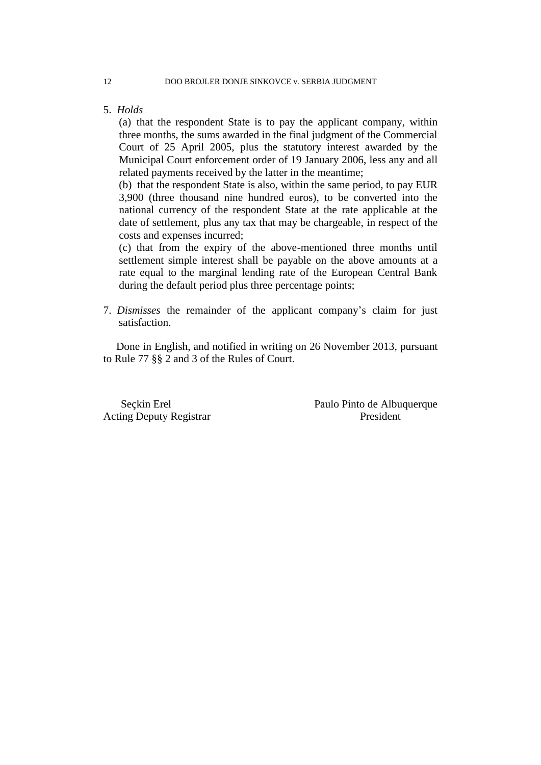5. *Holds*

(a) that the respondent State is to pay the applicant company, within three months, the sums awarded in the final judgment of the Commercial Court of 25 April 2005, plus the statutory interest awarded by the Municipal Court enforcement order of 19 January 2006, less any and all related payments received by the latter in the meantime;

(b) that the respondent State is also, within the same period, to pay EUR 3,900 (three thousand nine hundred euros), to be converted into the national currency of the respondent State at the rate applicable at the date of settlement, plus any tax that may be chargeable, in respect of the costs and expenses incurred;

(c) that from the expiry of the above-mentioned three months until settlement simple interest shall be payable on the above amounts at a rate equal to the marginal lending rate of the European Central Bank during the default period plus three percentage points;

7. *Dismisses* the remainder of the applicant company's claim for just satisfaction.

Done in English, and notified in writing on 26 November 2013, pursuant to Rule 77 §§ 2 and 3 of the Rules of Court.

Seçkin Erel
Acting Deputy Registrar

Paulo Pinto de Albuquerque
President